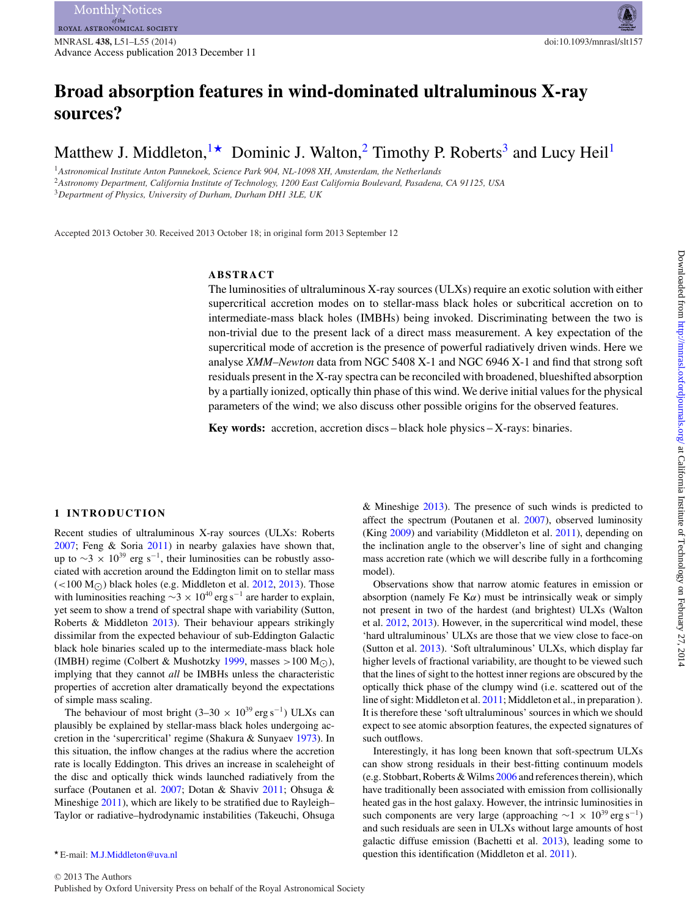# Broad absorption features in wind-dominated ultraluminous X-ray sources?

Matthew J. Middleton,[1⋆] Dominic J. Walton,[2] Timothy P. Roberts[3] and Lucy Heil[1]

[1]Astronomical Institute Anton Pannekoek, Science Park 904, NL-1098 XH, Amsterdam, the Netherlands
[2]Astronomy Department, California Institute of Technology, 1200 East California Boulevard, Pasadena, CA 91125, USA
[3]Department of Physics, University of Durham, Durham DH1 3LE, UK

Accepted 2013 October 30. Received 2013 October 18; in original form 2013 September 12

## ABSTRACT

The luminosities of ultraluminous X-ray sources (ULXs) require an exotic solution with either supercritical accretion modes on to stellar-mass black holes or subcritical accretion on to intermediate-mass black holes (IMBHs) being invoked. Discriminating between the two is non-trivial due to the present lack of a direct mass measurement. A key expectation of the supercritical mode of accretion is the presence of powerful radiatively driven winds. Here we analyse *XMM–Newton* data from NGC 5408 X-1 and NGC 6946 X-1 and find that strong soft residuals present in the X-ray spectra can be reconciled with broadened, blueshifted absorption by a partially ionized, optically thin phase of this wind. We derive initial values for the physical parameters of the wind; we also discuss other possible origins for the observed features.

**Key words:** accretion, accretion discs – black hole physics – X-rays: binaries.

## 1 INTRODUCTION

Recent studies of ultraluminous X-ray sources (ULXs: Roberts 2007; Feng & Soria 2011) in nearby galaxies have shown that, up to $\sim 3 \times 10^{39}$ erg s$^{-1}$, their luminosities can be robustly associated with accretion around the Eddington limit on to stellar mass ($<100$ M$_{\odot}$) black holes (e.g. Middleton et al. 2012, 2013). Those with luminosities reaching $\sim 3 \times 10^{40}$ erg s$^{-1}$ are harder to explain, yet seem to show a trend of spectral shape with variability (Sutton, Roberts & Middleton 2013). Their behaviour appears strikingly dissimilar from the expected behaviour of sub-Eddington Galactic black hole binaries scaled up to the intermediate-mass black hole (IMBH) regime (Colbert & Mushotzky 1999, masses $>100$ M$_{\odot}$), implying that they cannot *all* be IMBHs unless the characteristic properties of accretion alter dramatically beyond the expectations of simple mass scaling.

The behaviour of most bright (3–30 $\times 10^{39}$ erg s$^{-1}$) ULXs can plausibly be explained by stellar-mass black holes undergoing accretion in the 'supercritical' regime (Shakura & Sunyaev 1973). In this situation, the inflow changes at the radius where the accretion rate is locally Eddington. This drives an increase in scaleheight of the disc and optically thick winds launched radiatively from the surface (Poutanen et al. 2007; Dotan & Shaviv 2011; Ohsuga & Mineshige 2011), which are likely to be stratified due to Rayleigh–Taylor or radiative–hydrodynamic instabilities (Takeuchi, Ohsuga & Mineshige 2013). The presence of such winds is predicted to affect the spectrum (Poutanen et al. 2007), observed luminosity (King 2009) and variability (Middleton et al. 2011), depending on the inclination angle to the observer's line of sight and changing mass accretion rate (which we will describe fully in a forthcoming model).

Observations show that narrow atomic features in emission or absorption (namely Fe K$\alpha$) must be intrinsically weak or simply not present in two of the hardest (and brightest) ULXs (Walton et al. 2012, 2013). However, in the supercritical wind model, these 'hard ultraluminous' ULXs are those that we view close to face-on (Sutton et al. 2013). 'Soft ultraluminous' ULXs, which display far higher levels of fractional variability, are thought to be viewed such that the lines of sight to the hottest inner regions are obscured by the optically thick phase of the clumpy wind (i.e. scattered out of the line of sight: Middleton et al. 2011; Middleton et al., in preparation ). It is therefore these 'soft ultraluminous' sources in which we should expect to see atomic absorption features, the expected signatures of such outflows.

Interestingly, it has long been known that soft-spectrum ULXs can show strong residuals in their best-fitting continuum models (e.g. Stobbart, Roberts & Wilms 2006 and references therein), which have traditionally been associated with emission from collisionally heated gas in the host galaxy. However, the intrinsic luminosities in such components are very large (approaching $\sim 1 \times 10^{39}$ erg s$^{-1}$) and such residuals are seen in ULXs without large amounts of host galactic diffuse emission (Bachetti et al. 2013), leading some to question this identification (Middleton et al. 2011).

⋆ E-mail: M.J.Middleton@uva.nl

© 2013 The Authors
Published by Oxford University Press on behalf of the Royal Astronomical Society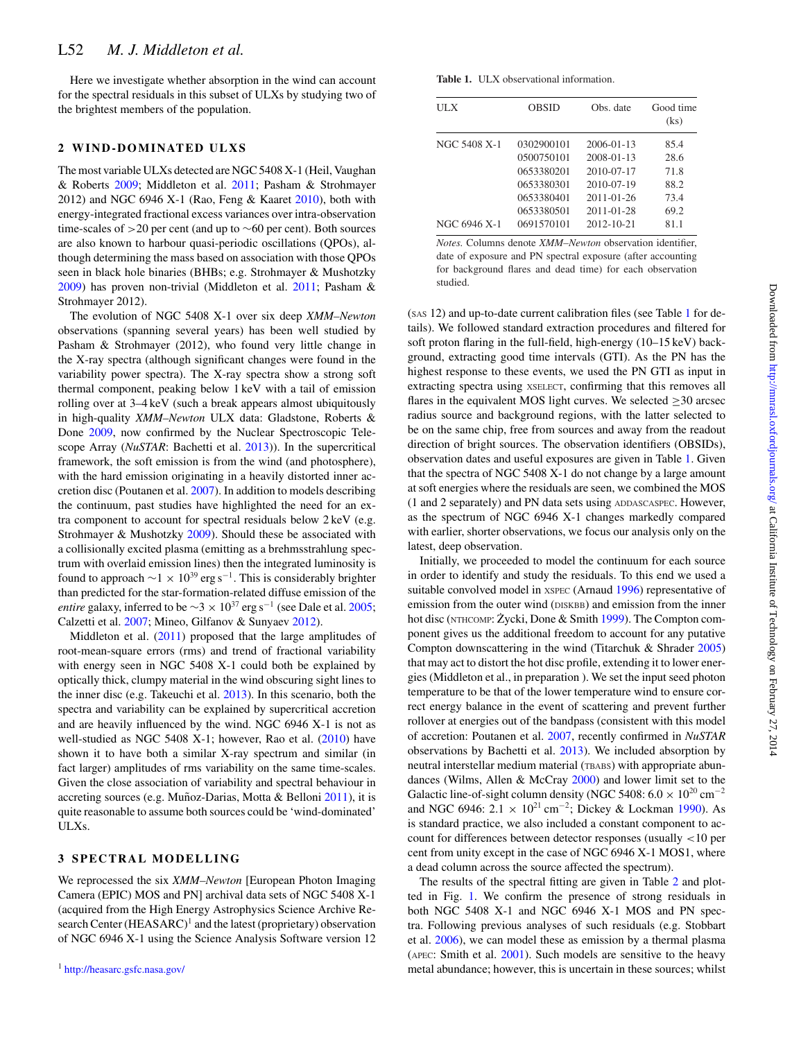Here we investigate whether absorption in the wind can account for the spectral residuals in this subset of ULXs by studying two of the brightest members of the population.

## 2 WIND-DOMINATED ULXS

The most variable ULXs detected are NGC 5408 X-1 (Heil, Vaughan & Roberts 2009; Middleton et al. 2011; Pasham & Strohmayer 2012) and NGC 6946 X-1 (Rao, Feng & Kaaret 2010), both with energy-integrated fractional excess variances over intra-observation time-scales of >20 per cent (and up to ∼60 per cent). Both sources are also known to harbour quasi-periodic oscillations (QPOs), although determining the mass based on association with those QPOs seen in black hole binaries (BHBs; e.g. Strohmayer & Mushotzky 2009) has proven non-trivial (Middleton et al. 2011; Pasham & Strohmayer 2012).

The evolution of NGC 5408 X-1 over six deep *XMM–Newton* observations (spanning several years) has been well studied by Pasham & Strohmayer (2012), who found very little change in the X-ray spectra (although significant changes were found in the variability power spectra). The X-ray spectra show a strong soft thermal component, peaking below 1 keV with a tail of emission rolling over at 3–4 keV (such a break appears almost ubiquitously in high-quality *XMM–Newton* ULX data: Gladstone, Roberts & Done 2009, now confirmed by the Nuclear Spectroscopic Telescope Array (*NuSTAR*: Bachetti et al. 2013)). In the supercritical framework, the soft emission is from the wind (and photosphere), with the hard emission originating in a heavily distorted inner accretion disc (Poutanen et al. 2007). In addition to models describing the continuum, past studies have highlighted the need for an extra component to account for spectral residuals below 2 keV (e.g. Strohmayer & Mushotzky 2009). Should these be associated with a collisionally excited plasma (emitting as a bremsstrahlung spectrum with overlaid emission lines) then the integrated luminosity is found to approach $\sim 1 \times 10^{39}$ erg s$^{-1}$. This is considerably brighter than predicted for the star-formation-related diffuse emission of the *entire* galaxy, inferred to be $\sim 3 \times 10^{37}$ erg s$^{-1}$ (see Dale et al. 2005; Calzetti et al. 2007; Mineo, Gilfanov & Sunyaev 2012).

Middleton et al. (2011) proposed that the large amplitudes of root-mean-square errors (rms) and trend of fractional variability with energy seen in NGC 5408 X-1 could both be explained by optically thick, clumpy material in the wind obscuring sight lines to the inner disc (e.g. Takeuchi et al. 2013). In this scenario, both the spectra and variability can be explained by supercritical accretion and are heavily influenced by the wind. NGC 6946 X-1 is not as well-studied as NGC 5408 X-1; however, Rao et al. (2010) have shown it to have both a similar X-ray spectrum and similar (in fact larger) amplitudes of rms variability on the same time-scales. Given the close association of variability and spectral behaviour in accreting sources (e.g. Muñoz-Darias, Motta & Belloni 2011), it is quite reasonable to assume both sources could be 'wind-dominated' ULXs.

## 3 SPECTRAL MODELLING

We reprocessed the six *XMM–Newton* [European Photon Imaging Camera (EPIC) MOS and PN] archival data sets of NGC 5408 X-1 (acquired from the High Energy Astrophysics Science Archive Research Center (HEASARC)[1] and the latest (proprietary) observation of NGC 6946 X-1 using the Science Analysis Software version 12 (SAS 12) and up-to-date current calibration files (see Table 1 for details). We followed standard extraction procedures and filtered for soft proton flaring in the full-field, high-energy (10–15 keV) background, extracting good time intervals (GTI). As the PN has the highest response to these events, we used the PN GTI as input in extracting spectra using XSELECT, confirming that this removes all flares in the equivalent MOS light curves. We selected ≥30 arcsec radius source and background regions, with the latter selected to be on the same chip, free from sources and away from the readout direction of bright sources. The observation identifiers (OBSIDs), observation dates and useful exposures are given in Table 1. Given that the spectra of NGC 5408 X-1 do not change by a large amount at soft energies where the residuals are seen, we combined the MOS (1 and 2 separately) and PN data sets using ADDASCASPEC. However, as the spectrum of NGC 6946 X-1 changes markedly compared with earlier, shorter observations, we focus our analysis only on the latest, deep observation.

**Table 1.** ULX observational information.

| ULX | OBSID | Obs. date | Good time (ks) |
|---|---|---|---|
| NGC 5408 X-1 | 0302900101 | 2006-01-13 | 85.4 |
| | 0500750101 | 2008-01-13 | 28.6 |
| | 0653380201 | 2010-07-17 | 71.8 |
| | 0653380301 | 2010-07-19 | 88.2 |
| | 0653380401 | 2011-01-26 | 73.4 |
| | 0653380501 | 2011-01-28 | 69.2 |
| NGC 6946 X-1 | 0691570101 | 2012-10-21 | 81.1 |

*Notes.* Columns denote *XMM–Newton* observation identifier, date of exposure and PN spectral exposure (after accounting for background flares and dead time) for each observation studied.

Initially, we proceeded to model the continuum for each source in order to identify and study the residuals. To this end we used a suitable convolved model in XSPEC (Arnaud 1996) representative of emission from the outer wind (DISKBB) and emission from the inner hot disc (NTHCOMP: Życki, Done & Smith 1999). The Compton component gives us the additional freedom to account for any putative Compton downscattering in the wind (Titarchuk & Shrader 2005) that may act to distort the hot disc profile, extending it to lower energies (Middleton et al., in preparation ). We set the input seed photon temperature to be that of the lower temperature wind to ensure correct energy balance in the event of scattering and prevent further rollover at energies out of the bandpass (consistent with this model of accretion: Poutanen et al. 2007, recently confirmed in *NuSTAR* observations by Bachetti et al. 2013). We included absorption by neutral interstellar medium material (TBABS) with appropriate abundances (Wilms, Allen & McCray 2000) and lower limit set to the Galactic line-of-sight column density (NGC 5408: $6.0 \times 10^{20}$ cm$^{-2}$ and NGC 6946: $2.1 \times 10^{21}$ cm$^{-2}$; Dickey & Lockman 1990). As is standard practice, we also included a constant component to account for differences between detector responses (usually <10 per cent from unity except in the case of NGC 6946 X-1 MOS1, where a dead column across the source affected the spectrum).

The results of the spectral fitting are given in Table 2 and plotted in Fig. 1. We confirm the presence of strong residuals in both NGC 5408 X-1 and NGC 6946 X-1 MOS and PN spectra. Following previous analyses of such residuals (e.g. Stobbart et al. 2006), we can model these as emission by a thermal plasma (APEC: Smith et al. 2001). Such models are sensitive to the heavy metal abundance; however, this is uncertain in these sources; whilst

[1] http://heasarc.gsfc.nasa.gov/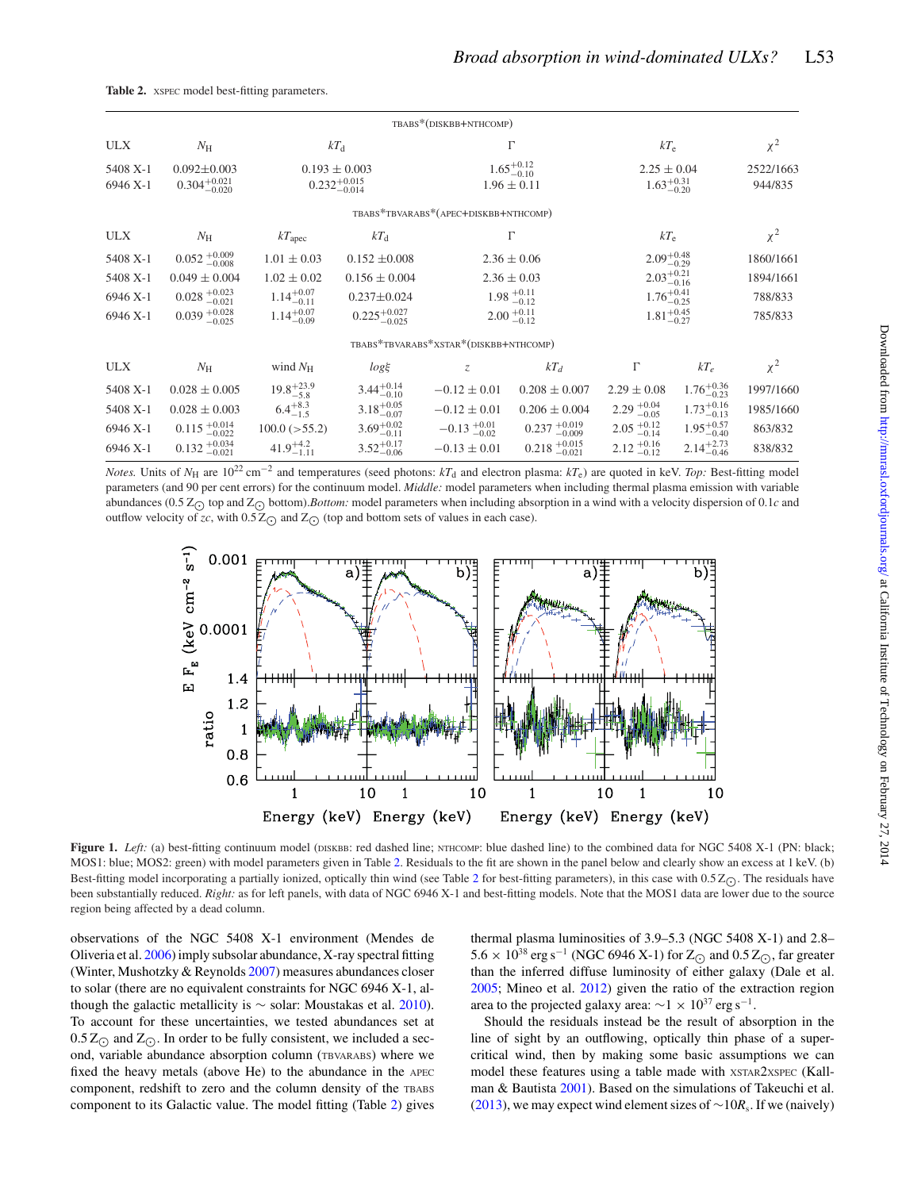**Table 2.** XSPEC model best-fitting parameters.

| ULX | $N_{\rm H}$ | $kT_{\rm d}$ | | $\Gamma$ | | $kT_{\rm e}$ | | $\chi^2$ |
|---|---|---|---|---|---|---|---|---|
| TBABS*(DISKBB+NTHCOMP) | | | | | | | | |
| 5408 X-1 | $0.092\pm0.003$ | $0.193 \pm 0.003$ | | $1.65^{+0.12}_{-0.10}$ | | $2.25 \pm 0.04$ | | 2522/1663 |
| 6946 X-1 | $0.304^{+0.021}_{-0.020}$ | $0.232^{+0.015}_{-0.014}$ | | $1.96 \pm 0.11$ | | $1.63^{+0.31}_{-0.20}$ | | 944/835 |
| TBABS*TBVARABS*(APEC+DISKBB+NTHCOMP) | | | | | | | | |
| ULX | $N_{\rm H}$ | $kT_{\rm apec}$ | $kT_{\rm d}$ | $\Gamma$ | | $kT_{\rm e}$ | | $\chi^2$ |
| 5408 X-1 | $0.052^{+0.009}_{-0.008}$ | $1.01 \pm 0.03$ | $0.152 \pm 0.008$ | $2.36 \pm 0.06$ | | $2.09^{+0.48}_{-0.29}$ | | 1860/1661 |
| 5408 X-1 | $0.049 \pm 0.004$ | $1.02 \pm 0.02$ | $0.156 \pm 0.004$ | $2.36 \pm 0.03$ | | $2.03^{+0.21}_{-0.16}$ | | 1894/1661 |
| 6946 X-1 | $0.028^{+0.023}_{-0.021}$ | $1.14^{+0.07}_{-0.11}$ | $0.237\pm0.024$ | $1.98^{+0.11}_{-0.12}$ | | $1.76^{+0.41}_{-0.25}$ | | 788/833 |
| 6946 X-1 | $0.039^{+0.028}_{-0.025}$ | $1.14^{+0.07}_{-0.09}$ | $0.225^{+0.027}_{-0.025}$ | $2.00^{+0.11}_{-0.12}$ | | $1.81^{+0.45}_{-0.27}$ | | 785/833 |
| TBABS*TBVARABS*XSTAR*(DISKBB+NTHCOMP) | | | | | | | | |
| ULX | $N_{\rm H}$ | wind $N_{\rm H}$ | $\log\xi$ | $z$ | $kT_d$ | $\Gamma$ | $kT_e$ | $\chi^2$ |
| 5408 X-1 | $0.028 \pm 0.005$ | $19.8^{+23.9}_{-5.8}$ | $3.44^{+0.14}_{-0.10}$ | $-0.12 \pm 0.01$ | $0.208 \pm 0.007$ | $2.29 \pm 0.08$ | $1.76^{+0.36}_{-0.23}$ | 1997/1660 |
| 5408 X-1 | $0.028 \pm 0.003$ | $6.4^{+8.3}_{-1.5}$ | $3.18^{+0.05}_{-0.07}$ | $-0.12 \pm 0.01$ | $0.206 \pm 0.004$ | $2.29^{+0.04}_{-0.05}$ | $1.73^{+0.16}_{-0.13}$ | 1985/1660 |
| 6946 X-1 | $0.115^{+0.014}_{-0.022}$ | 100.0 (>55.2) | $3.69^{+0.02}_{-0.11}$ | $-0.13^{+0.01}_{-0.02}$ | $0.237^{+0.019}_{-0.009}$ | $2.05^{+0.12}_{-0.14}$ | $1.95^{+0.57}_{-0.40}$ | 863/832 |
| 6946 X-1 | $0.132^{+0.034}_{-0.021}$ | $41.9^{+4.2}_{-1.11}$ | $3.52^{+0.17}_{-0.06}$ | $-0.13 \pm 0.01$ | $0.218^{+0.015}_{-0.021}$ | $2.12^{+0.16}_{-0.12}$ | $2.14^{+2.73}_{-0.46}$ | 838/832 |

*Notes.* Units of $N_{\rm H}$ are $10^{22}$ cm$^{-2}$ and temperatures (seed photons: $kT_{\rm d}$ and electron plasma: $kT_{\rm e}$) are quoted in keV. *Top:* Best-fitting model parameters (and 90 per cent errors) for the continuum model. *Middle:* model parameters when including thermal plasma emission with variable abundances (0.5 Z$_\odot$ top and Z$_\odot$ bottom). *Bottom:* model parameters when including absorption in a wind with a velocity dispersion of 0.1$c$ and outflow velocity of $zc$, with 0.5 Z$_\odot$ and Z$_\odot$ (top and bottom sets of values in each case).

0.001
0.0001
E F$_E$ (keV cm$^{-2}$ s$^{-1}$)
a) b) a) b)
1.4
1.2
1
0.8
0.6
ratio
1 10 1 10 1 10 1 10
Energy (keV) Energy (keV) Energy (keV) Energy (keV)

**Figure 1.** *Left:* (a) best-fitting continuum model (DISKBB: red dashed line; NTHCOMP: blue dashed line) to the combined data for NGC 5408 X-1 (PN: black; MOS1: blue; MOS2: green) with model parameters given in Table 2. Residuals to the fit are shown in the panel below and clearly show an excess at 1 keV. (b) Best-fitting model incorporating a partially ionized, optically thin wind (see Table 2 for best-fitting parameters), in this case with 0.5 Z$_\odot$. The residuals have been substantially reduced. *Right:* as for left panels, with data of NGC 6946 X-1 and best-fitting models. Note that the MOS1 data are lower due to the source region being affected by a dead column.

observations of the NGC 5408 X-1 environment (Mendes de Oliveria et al. 2006) imply subsolar abundance, X-ray spectral fitting (Winter, Mushotzky & Reynolds 2007) measures abundances closer to solar (there are no equivalent constraints for NGC 6946 X-1, although the galactic metallicity is ~ solar: Moustakas et al. 2010). To account for these uncertainties, we tested abundances set at 0.5 Z$_\odot$ and Z$_\odot$. In order to be fully consistent, we included a second, variable abundance absorption column (TBVARABS) where we fixed the heavy metals (above He) to the abundance in the APEC component, redshift to zero and the column density of the TBABS component to its Galactic value. The model fitting (Table 2) gives thermal plasma luminosities of 3.9–5.3 (NGC 5408 X-1) and 2.8–5.6 × $10^{38}$ erg s$^{-1}$ (NGC 6946 X-1) for Z$_\odot$ and 0.5 Z$_\odot$, far greater than the inferred diffuse luminosity of either galaxy (Dale et al. 2005; Mineo et al. 2012) given the ratio of the extraction region area to the projected galaxy area: ~1 × $10^{37}$ erg s$^{-1}$.

Should the residuals instead be the result of absorption in the line of sight by an outflowing, optically thin phase of a supercritical wind, then by making some basic assumptions we can model these features using a table made with XSTAR2XSPEC (Kallman & Bautista 2001). Based on the simulations of Takeuchi et al. (2013), we may expect wind element sizes of ~10$R_{\rm s}$. If we (naively)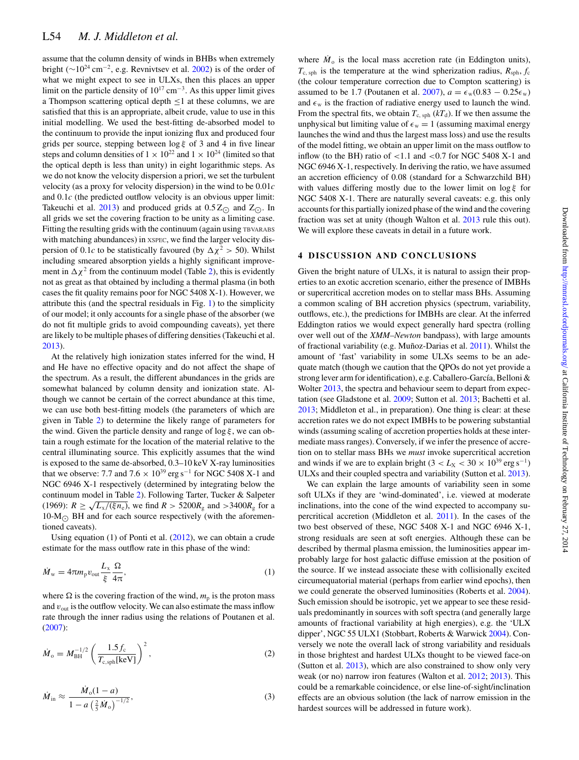assume that the column density of winds in BHBs when extremely bright ($\sim 10^{24}$ cm$^{-2}$, e.g. Revnivtsev et al. 2002) is of the order of what we might expect to see in ULXs, then this places an upper limit on the particle density of $10^{17}$ cm$^{-3}$. As this upper limit gives a Thompson scattering optical depth $\leq 1$ at these columns, we are satisfied that this is an appropriate, albeit crude, value to use in this initial modelling. We used the best-fitting de-absorbed model to the continuum to provide the input ionizing flux and produced four grids per source, stepping between $\log \xi$ of 3 and 4 in five linear steps and column densities of $1 \times 10^{22}$ and $1 \times 10^{24}$ (limited so that the optical depth is less than unity) in eight logarithmic steps. As we do not know the velocity dispersion a priori, we set the turbulent velocity (as a proxy for velocity dispersion) in the wind to be $0.01c$ and $0.1c$ (the predicted outflow velocity is an obvious upper limit: Takeuchi et al. 2013) and produced grids at $0.5\,Z_{\odot}$ and $Z_{\odot}$. In all grids we set the covering fraction to be unity as a limiting case. Fitting the resulting grids with the continuum (again using TBVARABS with matching abundances) in XSPEC, we find the larger velocity dispersion of $0.1c$ to be statistically favoured (by $\Delta\chi^2 > 50$). Whilst including smeared absorption yields a highly significant improvement in $\Delta\chi^2$ from the continuum model (Table 2), this is evidently not as great as that obtained by including a thermal plasma (in both cases the fit quality remains poor for NGC 5408 X-1). However, we attribute this (and the spectral residuals in Fig. 1) to the simplicity of our model; it only accounts for a single phase of the absorber (we do not fit multiple grids to avoid compounding caveats), yet there are likely to be multiple phases of differing densities (Takeuchi et al. 2013).

At the relatively high ionization states inferred for the wind, H and He have no effective opacity and do not affect the shape of the spectrum. As a result, the different abundances in the grids are somewhat balanced by column density and ionization state. Although we cannot be certain of the correct abundance at this time, we can use both best-fitting models (the parameters of which are given in Table 2) to determine the likely range of parameters for the wind. Given the particle density and range of $\log \xi$, we can obtain a rough estimate for the location of the material relative to the central illuminating source. This explicitly assumes that the wind is exposed to the same de-absorbed, 0.3–10 keV X-ray luminosities that we observe: 7.7 and $7.6 \times 10^{39}$ erg s$^{-1}$ for NGC 5408 X-1 and NGC 6946 X-1 respectively (determined by integrating below the continuum model in Table 2). Following Tarter, Tucker & Salpeter (1969): $R \geq \sqrt{L_x/(\xi n_e)}$, we find $R > 5200R_g$ and $>3400R_g$ for a 10-M$_{\odot}$ BH and for each source respectively (with the aforementioned caveats).

Using equation (1) of Ponti et al. (2012), we can obtain a crude estimate for the mass outflow rate in this phase of the wind:

$$\dot{M}_w = 4\pi m_p v_{out} \frac{L_x}{\xi} \frac{\Omega}{4\pi}, \tag{1}$$

where $\Omega$ is the covering fraction of the wind, $m_p$ is the proton mass and $v_{out}$ is the outflow velocity. We can also estimate the mass inflow rate through the inner radius using the relations of Poutanen et al. (2007):

$$\dot{M}_o = M_{BH}^{-1/2} \left( \frac{1.5 f_c}{T_{c,sph}[\mathrm{keV}]} \right)^2, \tag{2}$$

$$\dot{M}_{in} \approx \frac{\dot{M}_o(1-a)}{1 - a\left(\frac{2}{5}\dot{M}_o\right)^{-1/2}}, \tag{3}$$

where $\dot{M}_o$ is the local mass accretion rate (in Eddington units), $T_{c,sph}$ is the temperature at the wind spherization radius, $R_{sph}$, $f_c$ (the colour temperature correction due to Compton scattering) is assumed to be 1.7 (Poutanen et al. 2007), $a = \epsilon_w(0.83 - 0.25\epsilon_w)$ and $\epsilon_w$ is the fraction of radiative energy used to launch the wind. From the spectral fits, we obtain $T_{c,sph}$ ($kT_d$). If we then assume the unphysical but limiting value of $\epsilon_w = 1$ (assuming maximal energy launches the wind and thus the largest mass loss) and use the results of the model fitting, we obtain an upper limit on the mass outflow to inflow (to the BH) ratio of $<1.1$ and $<0.7$ for NGC 5408 X-1 and NGC 6946 X-1, respectively. In deriving the ratio, we have assumed an accretion efficiency of 0.08 (standard for a Schwarzchild BH) with values differing mostly due to the lower limit on $\log \xi$ for NGC 5408 X-1. There are naturally several caveats: e.g. this only accounts for this partially ionized phase of the wind and the covering fraction was set at unity (though Walton et al. 2013 rule this out). We will explore these caveats in detail in a future work.

## 4 DISCUSSION AND CONCLUSIONS

Given the bright nature of ULXs, it is natural to assign their properties to an exotic accretion scenario, either the presence of IMBHs or supercritical accretion modes on to stellar mass BHs. Assuming a common scaling of BH accretion physics (spectrum, variability, outflows, etc.), the predictions for IMBHs are clear. At the inferred Eddington ratios we would expect generally hard spectra (rolling over well out of the *XMM–Newton* bandpass), with large amounts of fractional variability (e.g. Muñoz-Darias et al. 2011). Whilst the amount of 'fast' variability in some ULXs seems to be an adequate match (though we caution that the QPOs do not yet provide a strong lever arm for identification), e.g. Caballero-García, Belloni & Wolter 2013, the spectra and behaviour seem to depart from expectation (see Gladstone et al. 2009; Sutton et al. 2013; Bachetti et al. 2013; Middleton et al., in preparation). One thing is clear: at these accretion rates we do not expect IMBHs to be powering substantial winds (assuming scaling of accretion properties holds at these intermediate mass ranges). Conversely, if we infer the presence of accretion on to stellar mass BHs we *must* invoke supercritical accretion and winds if we are to explain bright ($3 < L_X < 30 \times 10^{39}$ erg s$^{-1}$) ULXs and their coupled spectra and variability (Sutton et al. 2013).

We can explain the large amounts of variability seen in some soft ULXs if they are 'wind-dominated', i.e. viewed at moderate inclinations, into the cone of the wind expected to accompany supercritical accretion (Middleton et al. 2011). In the cases of the two best observed of these, NGC 5408 X-1 and NGC 6946 X-1, strong residuals are seen at soft energies. Although these can be described by thermal plasma emission, the luminosities appear improbably large for host galactic diffuse emission at the position of the source. If we instead associate these with collisionally excited circumequatorial material (perhaps from earlier wind epochs), then we could generate the observed luminosities (Roberts et al. 2004). Such emission should be isotropic, yet we appear to see these residuals predominantly in sources with soft spectra (and generally large amounts of fractional variability at high energies), e.g. the 'ULX dipper', NGC 55 ULX1 (Stobbart, Roberts & Warwick 2004). Conversely we note the overall lack of strong variability and residuals in those brightest and hardest ULXs thought to be viewed face-on (Sutton et al. 2013), which are also constrained to show only very weak (or no) narrow iron features (Walton et al. 2012; 2013). This could be a remarkable coincidence, or else line-of-sight/inclination effects are an obvious solution (the lack of narrow emission in the hardest sources will be addressed in future work).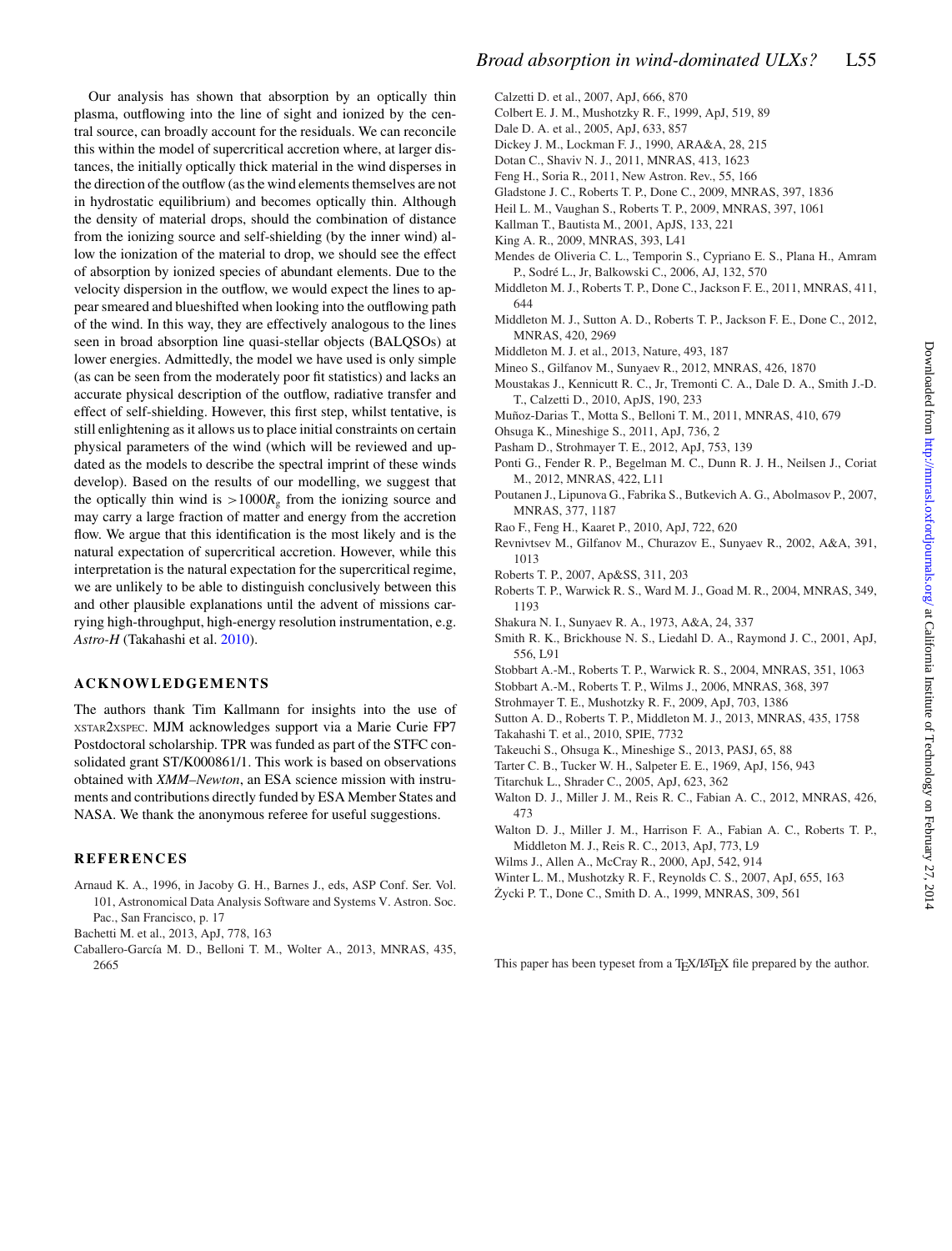Our analysis has shown that absorption by an optically thin plasma, outflowing into the line of sight and ionized by the central source, can broadly account for the residuals. We can reconcile this within the model of supercritical accretion where, at larger distances, the initially optically thick material in the wind disperses in the direction of the outflow (as the wind elements themselves are not in hydrostatic equilibrium) and becomes optically thin. Although the density of material drops, should the combination of distance from the ionizing source and self-shielding (by the inner wind) allow the ionization of the material to drop, we should see the effect of absorption by ionized species of abundant elements. Due to the velocity dispersion in the outflow, we would expect the lines to appear smeared and blueshifted when looking into the outflowing path of the wind. In this way, they are effectively analogous to the lines seen in broad absorption line quasi-stellar objects (BALQSOs) at lower energies. Admittedly, the model we have used is only simple (as can be seen from the moderately poor fit statistics) and lacks an accurate physical description of the outflow, radiative transfer and effect of self-shielding. However, this first step, whilst tentative, is still enlightening as it allows us to place initial constraints on certain physical parameters of the wind (which will be reviewed and updated as the models to describe the spectral imprint of these winds develop). Based on the results of our modelling, we suggest that the optically thin wind is $>1000R_g$ from the ionizing source and may carry a large fraction of matter and energy from the accretion flow. We argue that this identification is the most likely and is the natural expectation of supercritical accretion. However, while this interpretation is the natural expectation for the supercritical regime, we are unlikely to be able to distinguish conclusively between this and other plausible explanations until the advent of missions carrying high-throughput, high-energy resolution instrumentation, e.g. *Astro-H* (Takahashi et al. 2010).

## ACKNOWLEDGEMENTS

The authors thank Tim Kallmann for insights into the use of XSTAR2XSPEC. MJM acknowledges support via a Marie Curie FP7 Postdoctoral scholarship. TPR was funded as part of the STFC consolidated grant ST/K000861/1. This work is based on observations obtained with *XMM–Newton*, an ESA science mission with instruments and contributions directly funded by ESA Member States and NASA. We thank the anonymous referee for useful suggestions.

## REFERENCES

Arnaud K. A., 1996, in Jacoby G. H., Barnes J., eds, ASP Conf. Ser. Vol. 101, Astronomical Data Analysis Software and Systems V. Astron. Soc. Pac., San Francisco, p. 17

Bachetti M. et al., 2013, ApJ, 778, 163

Caballero-García M. D., Belloni T. M., Wolter A., 2013, MNRAS, 435, 2665

Calzetti D. et al., 2007, ApJ, 666, 870

Colbert E. J. M., Mushotzky R. F., 1999, ApJ, 519, 89

Dale D. A. et al., 2005, ApJ, 633, 857

Dickey J. M., Lockman F. J., 1990, ARA&A, 28, 215

Dotan C., Shaviv N. J., 2011, MNRAS, 413, 1623

Feng H., Soria R., 2011, New Astron. Rev., 55, 166

Gladstone J. C., Roberts T. P., Done C., 2009, MNRAS, 397, 1836

Heil L. M., Vaughan S., Roberts T. P., 2009, MNRAS, 397, 1061

Kallman T., Bautista M., 2001, ApJS, 133, 221

King A. R., 2009, MNRAS, 393, L41

Mendes de Oliveria C. L., Temporin S., Cypriano E. S., Plana H., Amram P., Sodré L., Jr, Balkowski C., 2006, AJ, 132, 570

Middleton M. J., Roberts T. P., Done C., Jackson F. E., 2011, MNRAS, 411, 644

Middleton M. J., Sutton A. D., Roberts T. P., Jackson F. E., Done C., 2012, MNRAS, 420, 2969

Middleton M. J. et al., 2013, Nature, 493, 187

Mineo S., Gilfanov M., Sunyaev R., 2012, MNRAS, 426, 1870

Moustakas J., Kennicutt R. C., Jr, Tremonti C. A., Dale D. A., Smith J.-D. T., Calzetti D., 2010, ApJS, 190, 233

Muñoz-Darias T., Motta S., Belloni T. M., 2011, MNRAS, 410, 679

Ohsuga K., Mineshige S., 2011, ApJ, 736, 2

Pasham D., Strohmayer T. E., 2012, ApJ, 753, 139

Ponti G., Fender R. P., Begelman M. C., Dunn R. J. H., Neilsen J., Coriat M., 2012, MNRAS, 422, L11

Poutanen J., Lipunova G., Fabrika S., Butkevich A. G., Abolmasov P., 2007, MNRAS, 377, 1187

Rao F., Feng H., Kaaret P., 2010, ApJ, 722, 620

Revnivtsev M., Gilfanov M., Churazov E., Sunyaev R., 2002, A&A, 391, 1013

Roberts T. P., 2007, Ap&SS, 311, 203

Roberts T. P., Warwick R. S., Ward M. J., Goad M. R., 2004, MNRAS, 349, 1193

Shakura N. I., Sunyaev R. A., 1973, A&A, 24, 337

Smith R. K., Brickhouse N. S., Liedahl D. A., Raymond J. C., 2001, ApJ, 556, L91

Stobbart A.-M., Roberts T. P., Warwick R. S., 2004, MNRAS, 351, 1063

Stobbart A.-M., Roberts T. P., Wilms J., 2006, MNRAS, 368, 397

Strohmayer T. E., Mushotzky R. F., 2009, ApJ, 703, 1386

Sutton A. D., Roberts T. P., Middleton M. J., 2013, MNRAS, 435, 1758

Takahashi T. et al., 2010, SPIE, 7732

Takeuchi S., Ohsuga K., Mineshige S., 2013, PASJ, 65, 88

Tarter C. B., Tucker W. H., Salpeter E. E., 1969, ApJ, 156, 943

Titarchuk L., Shrader C., 2005, ApJ, 623, 362

Walton D. J., Miller J. M., Reis R. C., Fabian A. C., 2012, MNRAS, 426, 473

Walton D. J., Miller J. M., Harrison F. A., Fabian A. C., Roberts T. P., Middleton M. J., Reis R. C., 2013, ApJ, 773, L9

Wilms J., Allen A., McCray R., 2000, ApJ, 542, 914

Winter L. M., Mushotzky R. F., Reynolds C. S., 2007, ApJ, 655, 163

Życki P. T., Done C., Smith D. A., 1999, MNRAS, 309, 561

This paper has been typeset from a TEX/LATEX file prepared by the author.